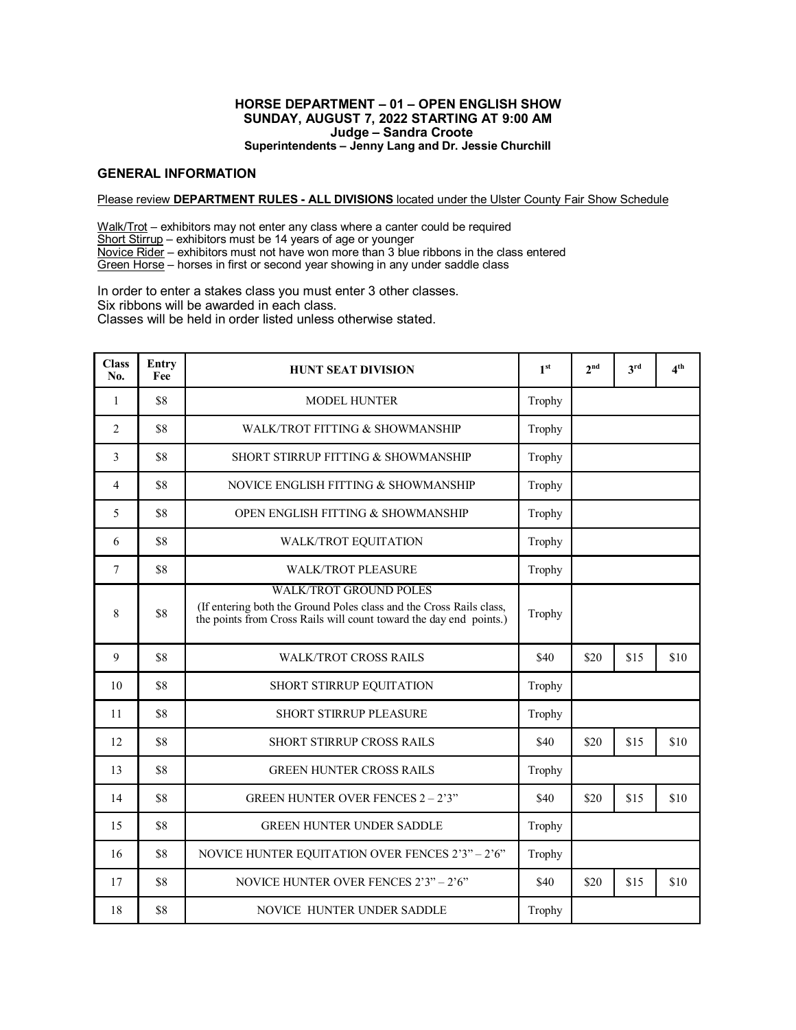# HORSE DEPARTMENT – 01 – OPEN ENGLISH SHOW
## SUNDAY, AUGUST 7, 2022 STARTING AT 9:00 AM
### Judge – Sandra Croote
**Superintendents – Jenny Lang and Dr. Jessie Churchill**

## GENERAL INFORMATION

Please review **DEPARTMENT RULES - ALL DIVISIONS** located under the Ulster County Fair Show Schedule

Walk/Trot – exhibitors may not enter any class where a canter could be required
Short Stirrup – exhibitors must be 14 years of age or younger
Novice Rider – exhibitors must not have won more than 3 blue ribbons in the class entered
Green Horse – horses in first or second year showing in any under saddle class

In order to enter a stakes class you must enter 3 other classes.
Six ribbons will be awarded in each class.
Classes will be held in order listed unless otherwise stated.

| Class No. | Entry Fee | HUNT SEAT DIVISION | 1st | 2nd | 3rd | 4th |
|---|---|---|---|---|---|---|
| 1 | $8 | MODEL HUNTER | Trophy | | | |
| 2 | $8 | WALK/TROT FITTING & SHOWMANSHIP | Trophy | | | |
| 3 | $8 | SHORT STIRRUP FITTING & SHOWMANSHIP | Trophy | | | |
| 4 | $8 | NOVICE ENGLISH FITTING & SHOWMANSHIP | Trophy | | | |
| 5 | $8 | OPEN ENGLISH FITTING & SHOWMANSHIP | Trophy | | | |
| 6 | $8 | WALK/TROT EQUITATION | Trophy | | | |
| 7 | $8 | WALK/TROT PLEASURE | Trophy | | | |
| 8 | $8 | WALK/TROT GROUND POLES (If entering both the Ground Poles class and the Cross Rails class, the points from Cross Rails will count toward the day end points.) | Trophy | | | |
| 9 | $8 | WALK/TROT CROSS RAILS | $40 | $20 | $15 | $10 |
| 10 | $8 | SHORT STIRRUP EQUITATION | Trophy | | | |
| 11 | $8 | SHORT STIRRUP PLEASURE | Trophy | | | |
| 12 | $8 | SHORT STIRRUP CROSS RAILS | $40 | $20 | $15 | $10 |
| 13 | $8 | GREEN HUNTER CROSS RAILS | Trophy | | | |
| 14 | $8 | GREEN HUNTER OVER FENCES 2 – 2'3" | $40 | $20 | $15 | $10 |
| 15 | $8 | GREEN HUNTER UNDER SADDLE | Trophy | | | |
| 16 | $8 | NOVICE HUNTER EQUITATION OVER FENCES 2'3" – 2'6" | Trophy | | | |
| 17 | $8 | NOVICE HUNTER OVER FENCES 2'3" – 2'6" | $40 | $20 | $15 | $10 |
| 18 | $8 | NOVICE HUNTER UNDER SADDLE | Trophy | | | |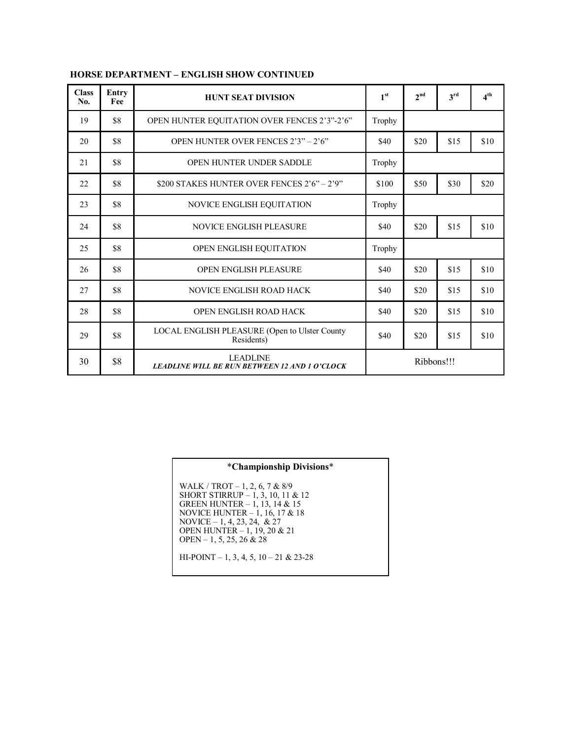**HORSE DEPARTMENT – ENGLISH SHOW CONTINUED**

| Class No. | Entry Fee | HUNT SEAT DIVISION | 1st | 2nd | 3rd | 4th |
|---|---|---|---|---|---|---|
| 19 | $8 | OPEN HUNTER EQUITATION OVER FENCES 2'3"-2'6" | Trophy | | | |
| 20 | $8 | OPEN HUNTER OVER FENCES 2'3" – 2'6" | $40 | $20 | $15 | $10 |
| 21 | $8 | OPEN HUNTER UNDER SADDLE | Trophy | | | |
| 22 | $8 | $200 STAKES HUNTER OVER FENCES 2'6" – 2'9" | $100 | $50 | $30 | $20 |
| 23 | $8 | NOVICE ENGLISH EQUITATION | Trophy | | | |
| 24 | $8 | NOVICE ENGLISH PLEASURE | $40 | $20 | $15 | $10 |
| 25 | $8 | OPEN ENGLISH EQUITATION | Trophy | | | |
| 26 | $8 | OPEN ENGLISH PLEASURE | $40 | $20 | $15 | $10 |
| 27 | $8 | NOVICE ENGLISH ROAD HACK | $40 | $20 | $15 | $10 |
| 28 | $8 | OPEN ENGLISH ROAD HACK | $40 | $20 | $15 | $10 |
| 29 | $8 | LOCAL ENGLISH PLEASURE (Open to Ulster County Residents) | $40 | $20 | $15 | $10 |
| 30 | $8 | LEADLINE ***LEADLINE WILL BE RUN BETWEEN 12 AND 1 O'CLOCK*** | Ribbons!!! | | | |

**\*Championship Divisions\***

WALK / TROT – 1, 2, 6, 7 & 8/9
SHORT STIRRUP – 1, 3, 10, 11 & 12
GREEN HUNTER – 1, 13, 14 & 15
NOVICE HUNTER – 1, 16, 17 & 18
NOVICE – 1, 4, 23, 24, & 27
OPEN HUNTER – 1, 19, 20 & 21
OPEN – 1, 5, 25, 26 & 28

HI-POINT – 1, 3, 4, 5, 10 – 21 & 23-28